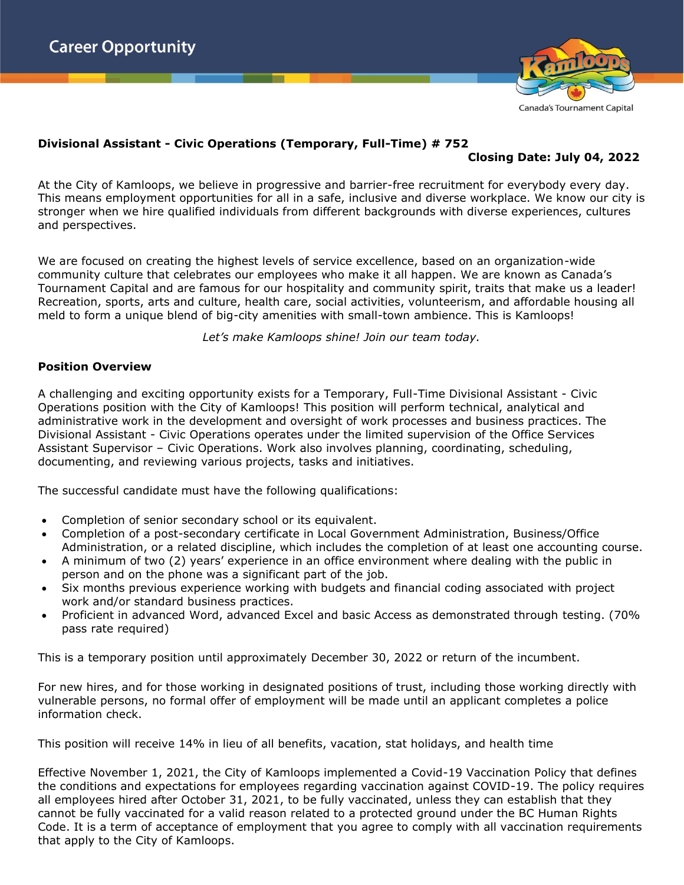Career Opportunity

Canada's Tournament Capital

**Divisional Assistant - Civic Operations (Temporary, Full-Time) # 752**

**Closing Date: July 04, 2022**

At the City of Kamloops, we believe in progressive and barrier-free recruitment for everybody every day. This means employment opportunities for all in a safe, inclusive and diverse workplace. We know our city is stronger when we hire qualified individuals from different backgrounds with diverse experiences, cultures and perspectives.

We are focused on creating the highest levels of service excellence, based on an organization-wide community culture that celebrates our employees who make it all happen. We are known as Canada's Tournament Capital and are famous for our hospitality and community spirit, traits that make us a leader! Recreation, sports, arts and culture, health care, social activities, volunteerism, and affordable housing all meld to form a unique blend of big-city amenities with small-town ambience. This is Kamloops!

*Let's make Kamloops shine! Join our team today.*

**Position Overview**

A challenging and exciting opportunity exists for a Temporary, Full-Time Divisional Assistant - Civic Operations position with the City of Kamloops! This position will perform technical, analytical and administrative work in the development and oversight of work processes and business practices. The Divisional Assistant - Civic Operations operates under the limited supervision of the Office Services Assistant Supervisor – Civic Operations. Work also involves planning, coordinating, scheduling, documenting, and reviewing various projects, tasks and initiatives.

The successful candidate must have the following qualifications:

- Completion of senior secondary school or its equivalent.
- Completion of a post-secondary certificate in Local Government Administration, Business/Office Administration, or a related discipline, which includes the completion of at least one accounting course.
- A minimum of two (2) years' experience in an office environment where dealing with the public in person and on the phone was a significant part of the job.
- Six months previous experience working with budgets and financial coding associated with project work and/or standard business practices.
- Proficient in advanced Word, advanced Excel and basic Access as demonstrated through testing. (70% pass rate required)

This is a temporary position until approximately December 30, 2022 or return of the incumbent.

For new hires, and for those working in designated positions of trust, including those working directly with vulnerable persons, no formal offer of employment will be made until an applicant completes a police information check.

This position will receive 14% in lieu of all benefits, vacation, stat holidays, and health time

Effective November 1, 2021, the City of Kamloops implemented a Covid-19 Vaccination Policy that defines the conditions and expectations for employees regarding vaccination against COVID-19. The policy requires all employees hired after October 31, 2021, to be fully vaccinated, unless they can establish that they cannot be fully vaccinated for a valid reason related to a protected ground under the BC Human Rights Code. It is a term of acceptance of employment that you agree to comply with all vaccination requirements that apply to the City of Kamloops.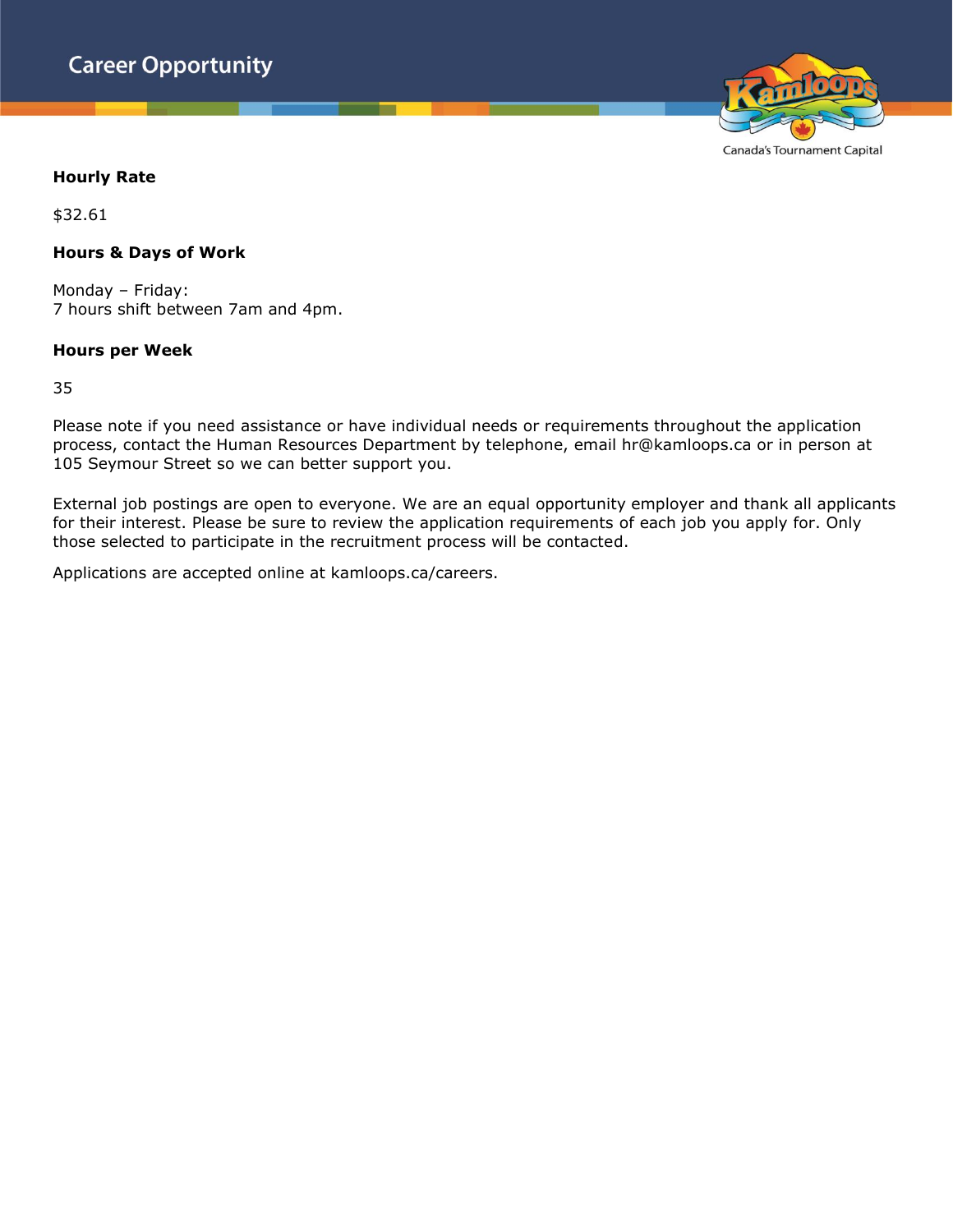**Hourly Rate**

$32.61

**Hours & Days of Work**

Monday – Friday:
7 hours shift between 7am and 4pm.

**Hours per Week**

35

Please note if you need assistance or have individual needs or requirements throughout the application process, contact the Human Resources Department by telephone, email hr@kamloops.ca or in person at 105 Seymour Street so we can better support you.

External job postings are open to everyone. We are an equal opportunity employer and thank all applicants for their interest. Please be sure to review the application requirements of each job you apply for. Only those selected to participate in the recruitment process will be contacted.

Applications are accepted online at kamloops.ca/careers.